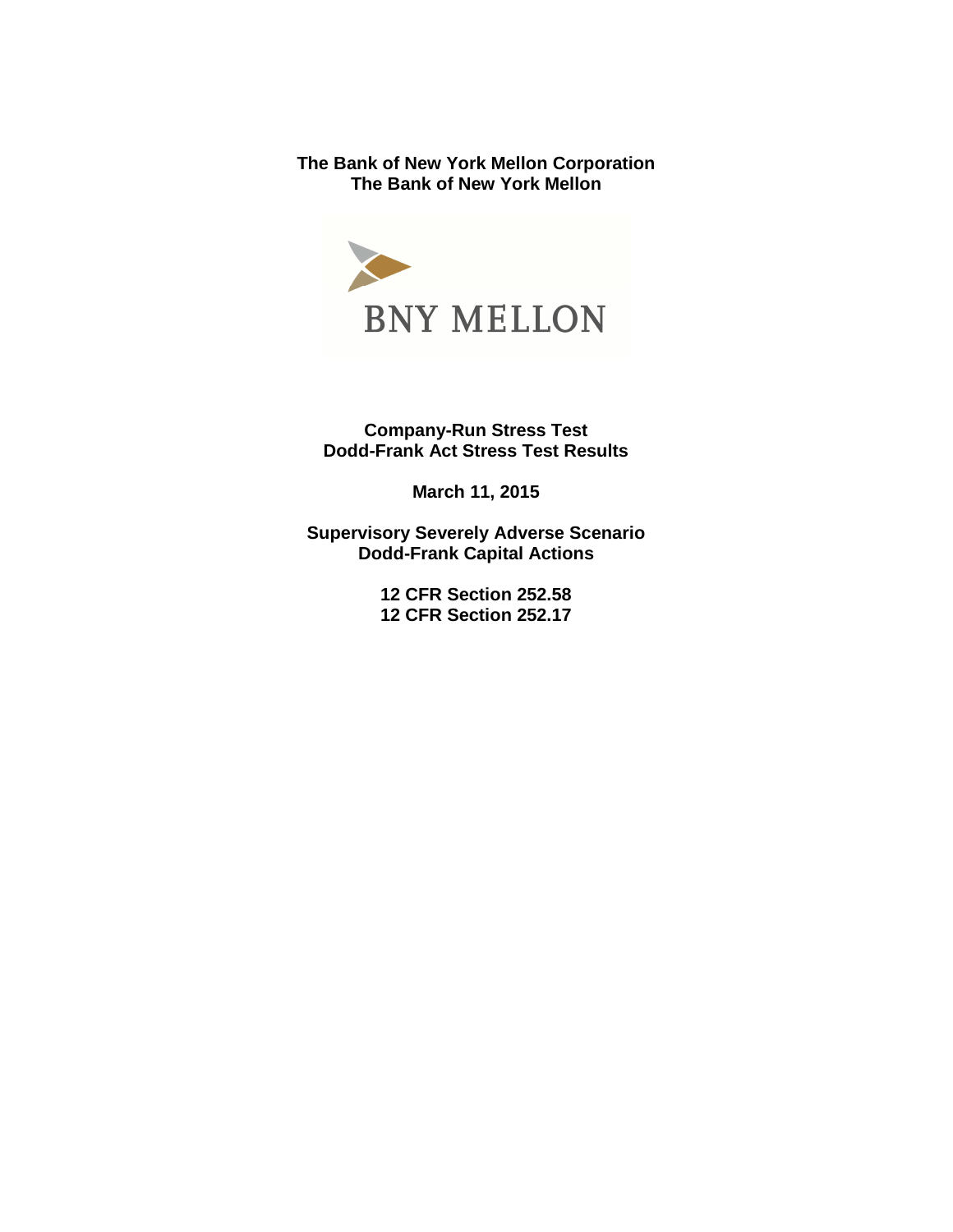**The Bank of New York Mellon Corporation**
**The Bank of New York Mellon**

BNY MELLON

**Company-Run Stress Test**
**Dodd-Frank Act Stress Test Results**

**March 11, 2015**

**Supervisory Severely Adverse Scenario**
**Dodd-Frank Capital Actions**

**12 CFR Section 252.58**
**12 CFR Section 252.17**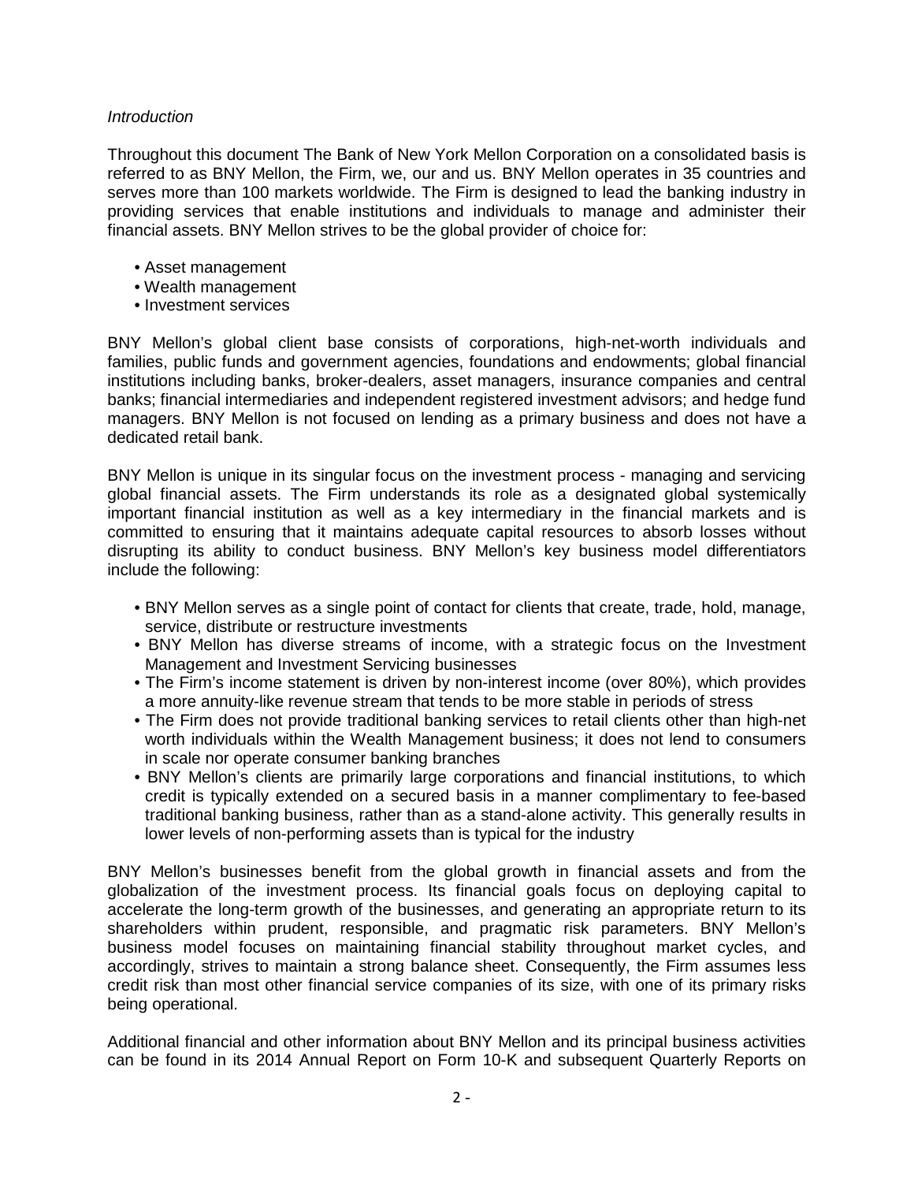*Introduction*

Throughout this document The Bank of New York Mellon Corporation on a consolidated basis is referred to as BNY Mellon, the Firm, we, our and us. BNY Mellon operates in 35 countries and serves more than 100 markets worldwide. The Firm is designed to lead the banking industry in providing services that enable institutions and individuals to manage and administer their financial assets. BNY Mellon strives to be the global provider of choice for:

- Asset management
- Wealth management
- Investment services

BNY Mellon's global client base consists of corporations, high-net-worth individuals and families, public funds and government agencies, foundations and endowments; global financial institutions including banks, broker-dealers, asset managers, insurance companies and central banks; financial intermediaries and independent registered investment advisors; and hedge fund managers. BNY Mellon is not focused on lending as a primary business and does not have a dedicated retail bank.

BNY Mellon is unique in its singular focus on the investment process - managing and servicing global financial assets. The Firm understands its role as a designated global systemically important financial institution as well as a key intermediary in the financial markets and is committed to ensuring that it maintains adequate capital resources to absorb losses without disrupting its ability to conduct business. BNY Mellon's key business model differentiators include the following:

- BNY Mellon serves as a single point of contact for clients that create, trade, hold, manage, service, distribute or restructure investments
- BNY Mellon has diverse streams of income, with a strategic focus on the Investment Management and Investment Servicing businesses
- The Firm's income statement is driven by non-interest income (over 80%), which provides a more annuity-like revenue stream that tends to be more stable in periods of stress
- The Firm does not provide traditional banking services to retail clients other than high-net worth individuals within the Wealth Management business; it does not lend to consumers in scale nor operate consumer banking branches
- BNY Mellon's clients are primarily large corporations and financial institutions, to which credit is typically extended on a secured basis in a manner complimentary to fee-based traditional banking business, rather than as a stand-alone activity. This generally results in lower levels of non-performing assets than is typical for the industry

BNY Mellon's businesses benefit from the global growth in financial assets and from the globalization of the investment process. Its financial goals focus on deploying capital to accelerate the long-term growth of the businesses, and generating an appropriate return to its shareholders within prudent, responsible, and pragmatic risk parameters. BNY Mellon's business model focuses on maintaining financial stability throughout market cycles, and accordingly, strives to maintain a strong balance sheet. Consequently, the Firm assumes less credit risk than most other financial service companies of its size, with one of its primary risks being operational.

Additional financial and other information about BNY Mellon and its principal business activities can be found in its 2014 Annual Report on Form 10-K and subsequent Quarterly Reports on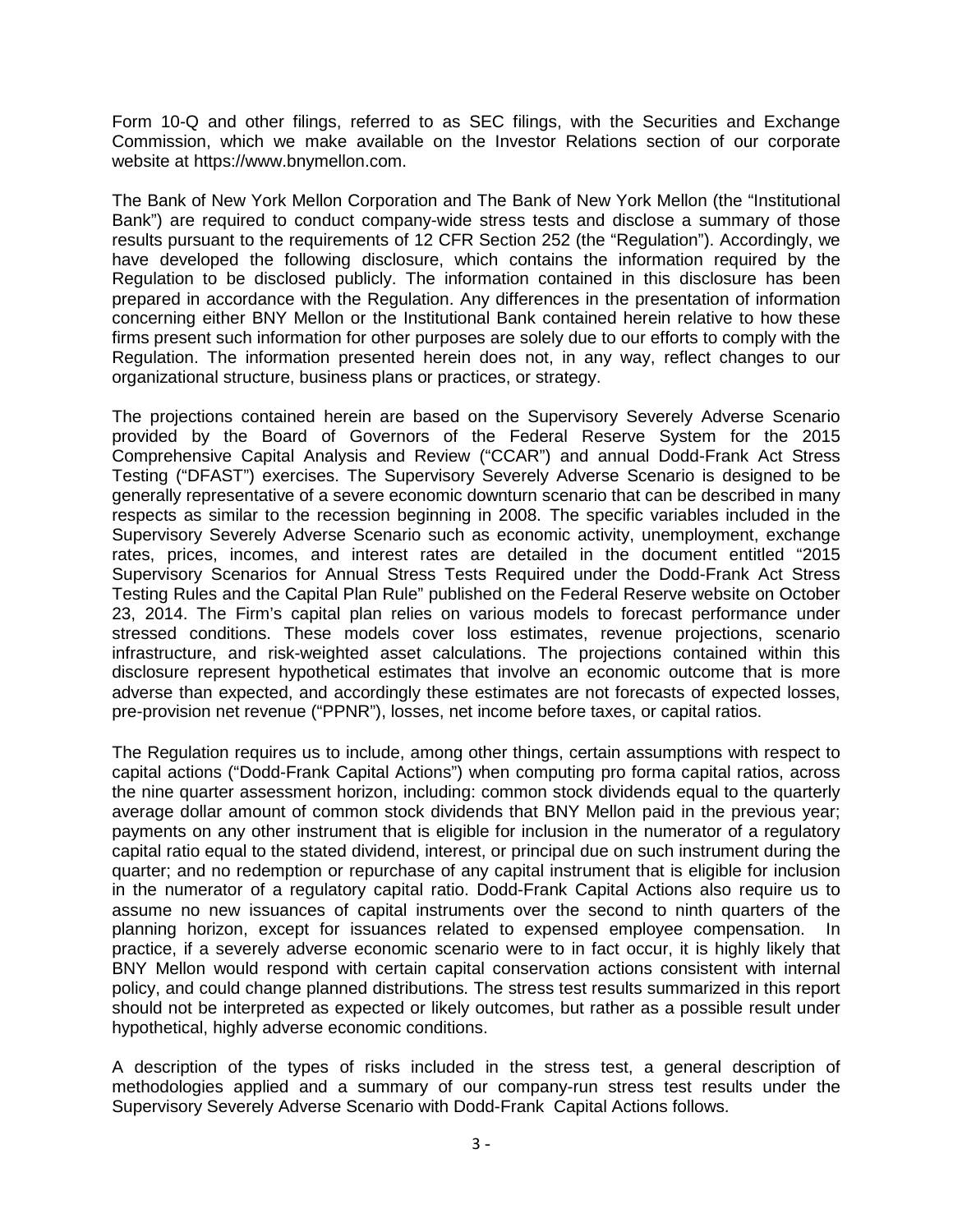Form 10-Q and other filings, referred to as SEC filings, with the Securities and Exchange Commission, which we make available on the Investor Relations section of our corporate website at https://www.bnymellon.com.

The Bank of New York Mellon Corporation and The Bank of New York Mellon (the "Institutional Bank") are required to conduct company-wide stress tests and disclose a summary of those results pursuant to the requirements of 12 CFR Section 252 (the "Regulation"). Accordingly, we have developed the following disclosure, which contains the information required by the Regulation to be disclosed publicly. The information contained in this disclosure has been prepared in accordance with the Regulation. Any differences in the presentation of information concerning either BNY Mellon or the Institutional Bank contained herein relative to how these firms present such information for other purposes are solely due to our efforts to comply with the Regulation. The information presented herein does not, in any way, reflect changes to our organizational structure, business plans or practices, or strategy.

The projections contained herein are based on the Supervisory Severely Adverse Scenario provided by the Board of Governors of the Federal Reserve System for the 2015 Comprehensive Capital Analysis and Review ("CCAR") and annual Dodd-Frank Act Stress Testing ("DFAST") exercises. The Supervisory Severely Adverse Scenario is designed to be generally representative of a severe economic downturn scenario that can be described in many respects as similar to the recession beginning in 2008. The specific variables included in the Supervisory Severely Adverse Scenario such as economic activity, unemployment, exchange rates, prices, incomes, and interest rates are detailed in the document entitled "2015 Supervisory Scenarios for Annual Stress Tests Required under the Dodd-Frank Act Stress Testing Rules and the Capital Plan Rule" published on the Federal Reserve website on October 23, 2014. The Firm's capital plan relies on various models to forecast performance under stressed conditions. These models cover loss estimates, revenue projections, scenario infrastructure, and risk-weighted asset calculations. The projections contained within this disclosure represent hypothetical estimates that involve an economic outcome that is more adverse than expected, and accordingly these estimates are not forecasts of expected losses, pre-provision net revenue ("PPNR"), losses, net income before taxes, or capital ratios.

The Regulation requires us to include, among other things, certain assumptions with respect to capital actions ("Dodd-Frank Capital Actions") when computing pro forma capital ratios, across the nine quarter assessment horizon, including: common stock dividends equal to the quarterly average dollar amount of common stock dividends that BNY Mellon paid in the previous year; payments on any other instrument that is eligible for inclusion in the numerator of a regulatory capital ratio equal to the stated dividend, interest, or principal due on such instrument during the quarter; and no redemption or repurchase of any capital instrument that is eligible for inclusion in the numerator of a regulatory capital ratio. Dodd-Frank Capital Actions also require us to assume no new issuances of capital instruments over the second to ninth quarters of the planning horizon, except for issuances related to expensed employee compensation. In practice, if a severely adverse economic scenario were to in fact occur, it is highly likely that BNY Mellon would respond with certain capital conservation actions consistent with internal policy, and could change planned distributions. The stress test results summarized in this report should not be interpreted as expected or likely outcomes, but rather as a possible result under hypothetical, highly adverse economic conditions.

A description of the types of risks included in the stress test, a general description of methodologies applied and a summary of our company-run stress test results under the Supervisory Severely Adverse Scenario with Dodd-Frank Capital Actions follows.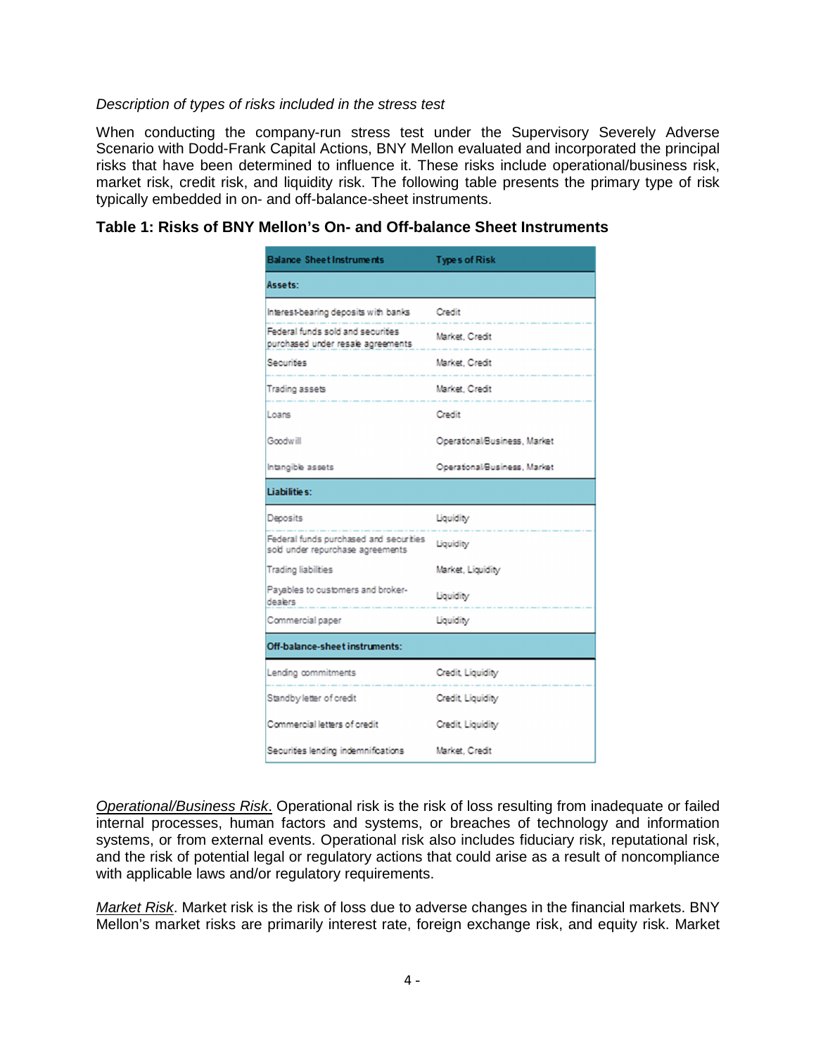*Description of types of risks included in the stress test*

When conducting the company-run stress test under the Supervisory Severely Adverse Scenario with Dodd-Frank Capital Actions, BNY Mellon evaluated and incorporated the principal risks that have been determined to influence it. These risks include operational/business risk, market risk, credit risk, and liquidity risk. The following table presents the primary type of risk typically embedded in on- and off-balance-sheet instruments.

**Table 1: Risks of BNY Mellon's On- and Off-balance Sheet Instruments**

| Balance Sheet Instruments | Types of Risk |
|---|---|
| **Assets:** | |
| Interest-bearing deposits with banks | Credit |
| Federal funds sold and securities purchased under resale agreements | Market, Credit |
| Securities | Market, Credit |
| Trading assets | Market, Credit |
| Loans | Credit |
| Goodwill | Operational/Business, Market |
| Intangible assets | Operational/Business, Market |
| **Liabilities:** | |
| Deposits | Liquidity |
| Federal funds purchased and securities sold under repurchase agreements | Liquidity |
| Trading liabilities | Market, Liquidity |
| Payables to customers and broker-dealers | Liquidity |
| Commercial paper | Liquidity |
| **Off-balance-sheet instruments:** | |
| Lending commitments | Credit, Liquidity |
| Standby letter of credit | Credit, Liquidity |
| Commercial letters of credit | Credit, Liquidity |
| Securities lending indemnifications | Market, Credit |

*Operational/Business Risk*. Operational risk is the risk of loss resulting from inadequate or failed internal processes, human factors and systems, or breaches of technology and information systems, or from external events. Operational risk also includes fiduciary risk, reputational risk, and the risk of potential legal or regulatory actions that could arise as a result of noncompliance with applicable laws and/or regulatory requirements.

*Market Risk*. Market risk is the risk of loss due to adverse changes in the financial markets. BNY Mellon's market risks are primarily interest rate, foreign exchange risk, and equity risk. Market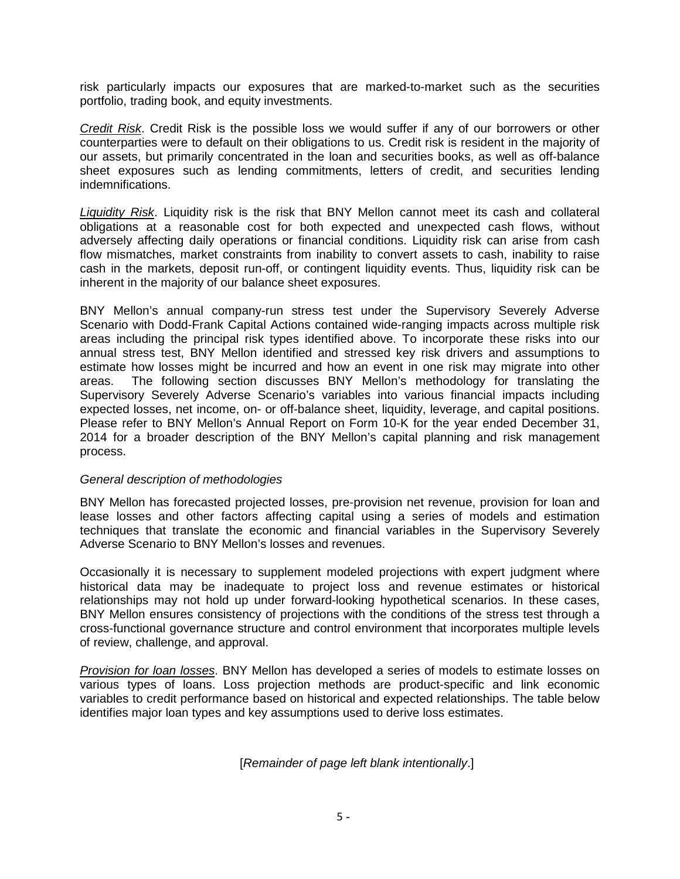risk particularly impacts our exposures that are marked-to-market such as the securities portfolio, trading book, and equity investments.

*Credit Risk*. Credit Risk is the possible loss we would suffer if any of our borrowers or other counterparties were to default on their obligations to us. Credit risk is resident in the majority of our assets, but primarily concentrated in the loan and securities books, as well as off-balance sheet exposures such as lending commitments, letters of credit, and securities lending indemnifications.

*Liquidity Risk*. Liquidity risk is the risk that BNY Mellon cannot meet its cash and collateral obligations at a reasonable cost for both expected and unexpected cash flows, without adversely affecting daily operations or financial conditions. Liquidity risk can arise from cash flow mismatches, market constraints from inability to convert assets to cash, inability to raise cash in the markets, deposit run-off, or contingent liquidity events. Thus, liquidity risk can be inherent in the majority of our balance sheet exposures.

BNY Mellon's annual company-run stress test under the Supervisory Severely Adverse Scenario with Dodd-Frank Capital Actions contained wide-ranging impacts across multiple risk areas including the principal risk types identified above. To incorporate these risks into our annual stress test, BNY Mellon identified and stressed key risk drivers and assumptions to estimate how losses might be incurred and how an event in one risk may migrate into other areas. The following section discusses BNY Mellon's methodology for translating the Supervisory Severely Adverse Scenario's variables into various financial impacts including expected losses, net income, on- or off-balance sheet, liquidity, leverage, and capital positions. Please refer to BNY Mellon's Annual Report on Form 10-K for the year ended December 31, 2014 for a broader description of the BNY Mellon's capital planning and risk management process.

*General description of methodologies*

BNY Mellon has forecasted projected losses, pre-provision net revenue, provision for loan and lease losses and other factors affecting capital using a series of models and estimation techniques that translate the economic and financial variables in the Supervisory Severely Adverse Scenario to BNY Mellon's losses and revenues.

Occasionally it is necessary to supplement modeled projections with expert judgment where historical data may be inadequate to project loss and revenue estimates or historical relationships may not hold up under forward-looking hypothetical scenarios. In these cases, BNY Mellon ensures consistency of projections with the conditions of the stress test through a cross-functional governance structure and control environment that incorporates multiple levels of review, challenge, and approval.

*Provision for loan losses*. BNY Mellon has developed a series of models to estimate losses on various types of loans. Loss projection methods are product-specific and link economic variables to credit performance based on historical and expected relationships. The table below identifies major loan types and key assumptions used to derive loss estimates.

[*Remainder of page left blank intentionally*.]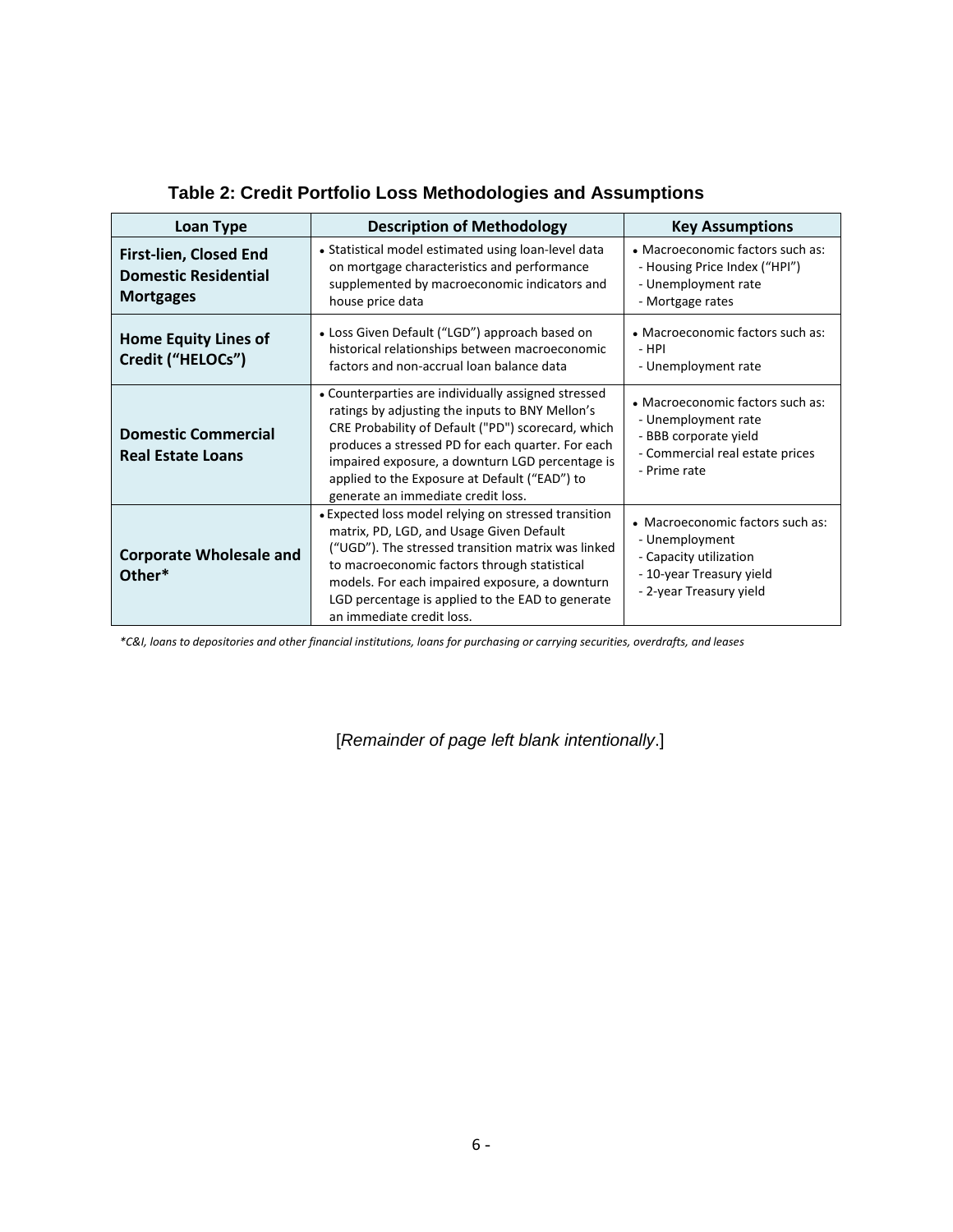**Table 2: Credit Portfolio Loss Methodologies and Assumptions**

| Loan Type | Description of Methodology | Key Assumptions |
|---|---|---|
| **First-lien, Closed End Domestic Residential Mortgages** | • Statistical model estimated using loan-level data on mortgage characteristics and performance supplemented by macroeconomic indicators and house price data | • Macroeconomic factors such as:<br>- Housing Price Index ("HPI")<br>- Unemployment rate<br>- Mortgage rates |
| **Home Equity Lines of Credit ("HELOCs")** | • Loss Given Default ("LGD") approach based on historical relationships between macroeconomic factors and non-accrual loan balance data | • Macroeconomic factors such as:<br>- HPI<br>- Unemployment rate |
| **Domestic Commercial Real Estate Loans** | • Counterparties are individually assigned stressed ratings by adjusting the inputs to BNY Mellon's CRE Probability of Default ("PD") scorecard, which produces a stressed PD for each quarter. For each impaired exposure, a downturn LGD percentage is applied to the Exposure at Default ("EAD") to generate an immediate credit loss. | • Macroeconomic factors such as:<br>- Unemployment rate<br>- BBB corporate yield<br>- Commercial real estate prices<br>- Prime rate |
| **Corporate Wholesale and Other*** | • Expected loss model relying on stressed transition matrix, PD, LGD, and Usage Given Default ("UGD"). The stressed transition matrix was linked to macroeconomic factors through statistical models. For each impaired exposure, a downturn LGD percentage is applied to the EAD to generate an immediate credit loss. | • Macroeconomic factors such as:<br>- Unemployment<br>- Capacity utilization<br>- 10-year Treasury yield<br>- 2-year Treasury yield |

*\*C&I, loans to depositories and other financial institutions, loans for purchasing or carrying securities, overdrafts, and leases*

[*Remainder of page left blank intentionally*.]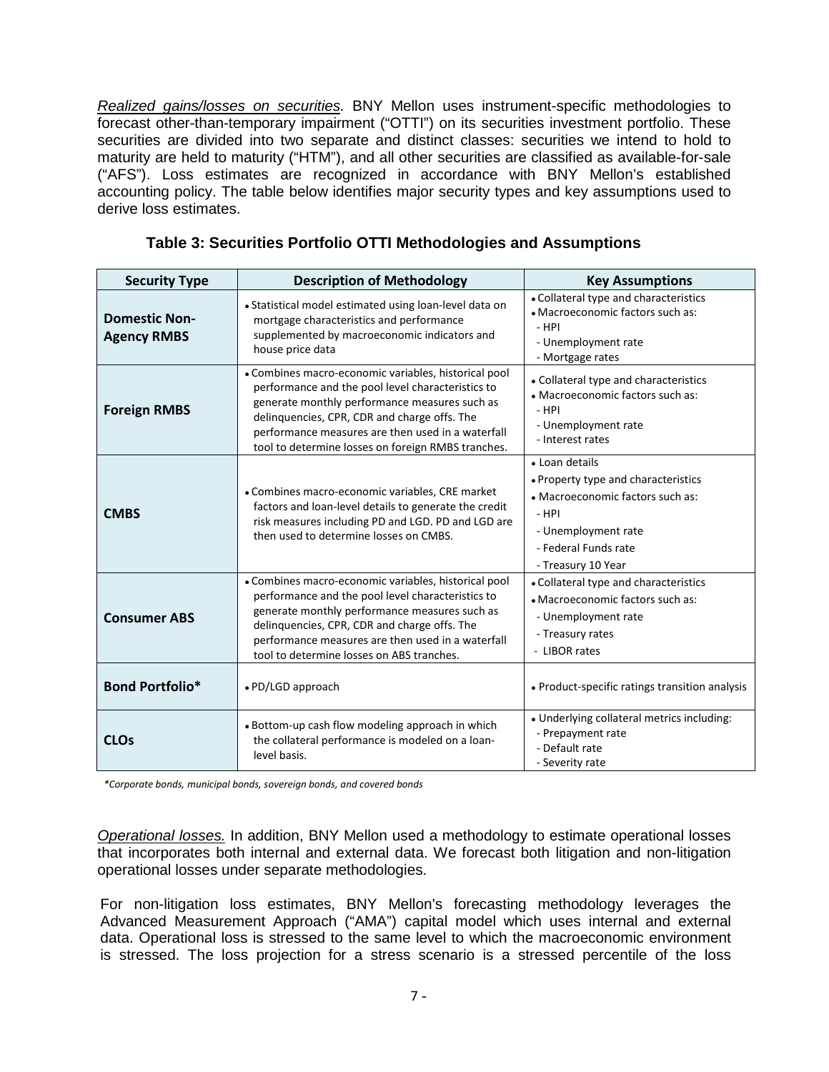*Realized gains/losses on securities.* BNY Mellon uses instrument-specific methodologies to forecast other-than-temporary impairment ("OTTI") on its securities investment portfolio. These securities are divided into two separate and distinct classes: securities we intend to hold to maturity are held to maturity ("HTM"), and all other securities are classified as available-for-sale ("AFS"). Loss estimates are recognized in accordance with BNY Mellon's established accounting policy. The table below identifies major security types and key assumptions used to derive loss estimates.

**Table 3: Securities Portfolio OTTI Methodologies and Assumptions**

| Security Type | Description of Methodology | Key Assumptions |
|---|---|---|
| **Domestic Non-Agency RMBS** | • Statistical model estimated using loan-level data on mortgage characteristics and performance supplemented by macroeconomic indicators and house price data | • Collateral type and characteristics<br>• Macroeconomic factors such as:<br>- HPI<br>- Unemployment rate<br>- Mortgage rates |
| **Foreign RMBS** | • Combines macro-economic variables, historical pool performance and the pool level characteristics to generate monthly performance measures such as delinquencies, CPR, CDR and charge offs. The performance measures are then used in a waterfall tool to determine losses on foreign RMBS tranches. | • Collateral type and characteristics<br>• Macroeconomic factors such as:<br>- HPI<br>- Unemployment rate<br>- Interest rates |
| **CMBS** | • Combines macro-economic variables, CRE market factors and loan-level details to generate the credit risk measures including PD and LGD. PD and LGD are then used to determine losses on CMBS. | • Loan details<br>• Property type and characteristics<br>• Macroeconomic factors such as:<br>- HPI<br>- Unemployment rate<br>- Federal Funds rate<br>- Treasury 10 Year |
| **Consumer ABS** | • Combines macro-economic variables, historical pool performance and the pool level characteristics to generate monthly performance measures such as delinquencies, CPR, CDR and charge offs. The performance measures are then used in a waterfall tool to determine losses on ABS tranches. | • Collateral type and characteristics<br>• Macroeconomic factors such as:<br>- Unemployment rate<br>- Treasury rates<br>- LIBOR rates |
| **Bond Portfolio*** | • PD/LGD approach | • Product-specific ratings transition analysis |
| **CLOs** | • Bottom-up cash flow modeling approach in which the collateral performance is modeled on a loan-level basis. | • Underlying collateral metrics including:<br>- Prepayment rate<br>- Default rate<br>- Severity rate |

*\*Corporate bonds, municipal bonds, sovereign bonds, and covered bonds*

*Operational losses.* In addition, BNY Mellon used a methodology to estimate operational losses that incorporates both internal and external data. We forecast both litigation and non-litigation operational losses under separate methodologies.

For non-litigation loss estimates, BNY Mellon's forecasting methodology leverages the Advanced Measurement Approach ("AMA") capital model which uses internal and external data. Operational loss is stressed to the same level to which the macroeconomic environment is stressed. The loss projection for a stress scenario is a stressed percentile of the loss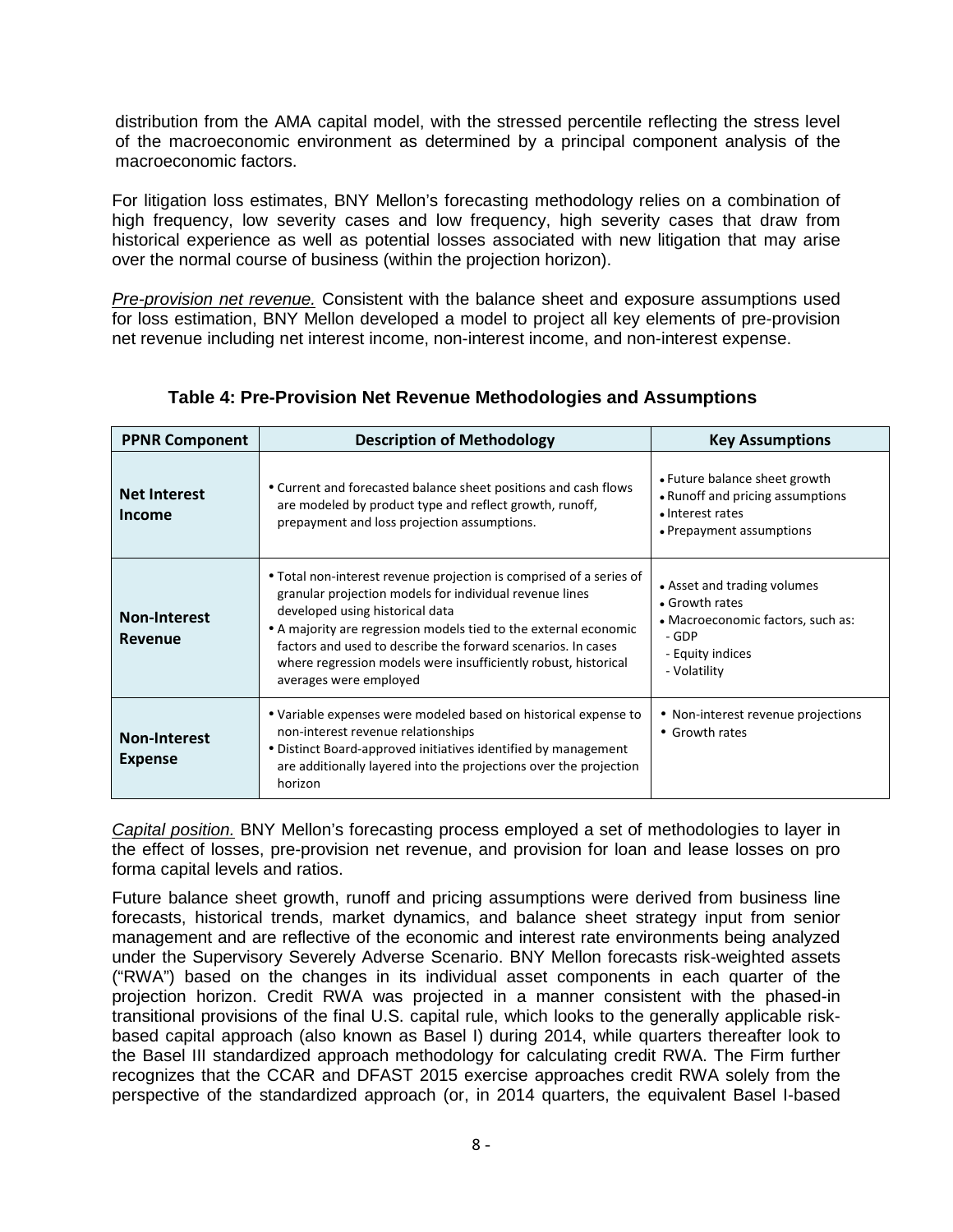distribution from the AMA capital model, with the stressed percentile reflecting the stress level of the macroeconomic environment as determined by a principal component analysis of the macroeconomic factors.

For litigation loss estimates, BNY Mellon's forecasting methodology relies on a combination of high frequency, low severity cases and low frequency, high severity cases that draw from historical experience as well as potential losses associated with new litigation that may arise over the normal course of business (within the projection horizon).

*Pre-provision net revenue.* Consistent with the balance sheet and exposure assumptions used for loss estimation, BNY Mellon developed a model to project all key elements of pre-provision net revenue including net interest income, non-interest income, and non-interest expense.

**Table 4: Pre-Provision Net Revenue Methodologies and Assumptions**

| PPNR Component | Description of Methodology | Key Assumptions |
|---|---|---|
| **Net Interest Income** | • Current and forecasted balance sheet positions and cash flows are modeled by product type and reflect growth, runoff, prepayment and loss projection assumptions. | • Future balance sheet growth<br>• Runoff and pricing assumptions<br>• Interest rates<br>• Prepayment assumptions |
| **Non-Interest Revenue** | • Total non-interest revenue projection is comprised of a series of granular projection models for individual revenue lines developed using historical data<br>• A majority are regression models tied to the external economic factors and used to describe the forward scenarios. In cases where regression models were insufficiently robust, historical averages were employed | • Asset and trading volumes<br>• Growth rates<br>• Macroeconomic factors, such as:<br>- GDP<br>- Equity indices<br>- Volatility |
| **Non-Interest Expense** | • Variable expenses were modeled based on historical expense to non-interest revenue relationships<br>• Distinct Board-approved initiatives identified by management are additionally layered into the projections over the projection horizon | • Non-interest revenue projections<br>• Growth rates |

*Capital position.* BNY Mellon's forecasting process employed a set of methodologies to layer in the effect of losses, pre-provision net revenue, and provision for loan and lease losses on pro forma capital levels and ratios.

Future balance sheet growth, runoff and pricing assumptions were derived from business line forecasts, historical trends, market dynamics, and balance sheet strategy input from senior management and are reflective of the economic and interest rate environments being analyzed under the Supervisory Severely Adverse Scenario. BNY Mellon forecasts risk-weighted assets ("RWA") based on the changes in its individual asset components in each quarter of the projection horizon. Credit RWA was projected in a manner consistent with the phased-in transitional provisions of the final U.S. capital rule, which looks to the generally applicable risk-based capital approach (also known as Basel I) during 2014, while quarters thereafter look to the Basel III standardized approach methodology for calculating credit RWA. The Firm further recognizes that the CCAR and DFAST 2015 exercise approaches credit RWA solely from the perspective of the standardized approach (or, in 2014 quarters, the equivalent Basel I-based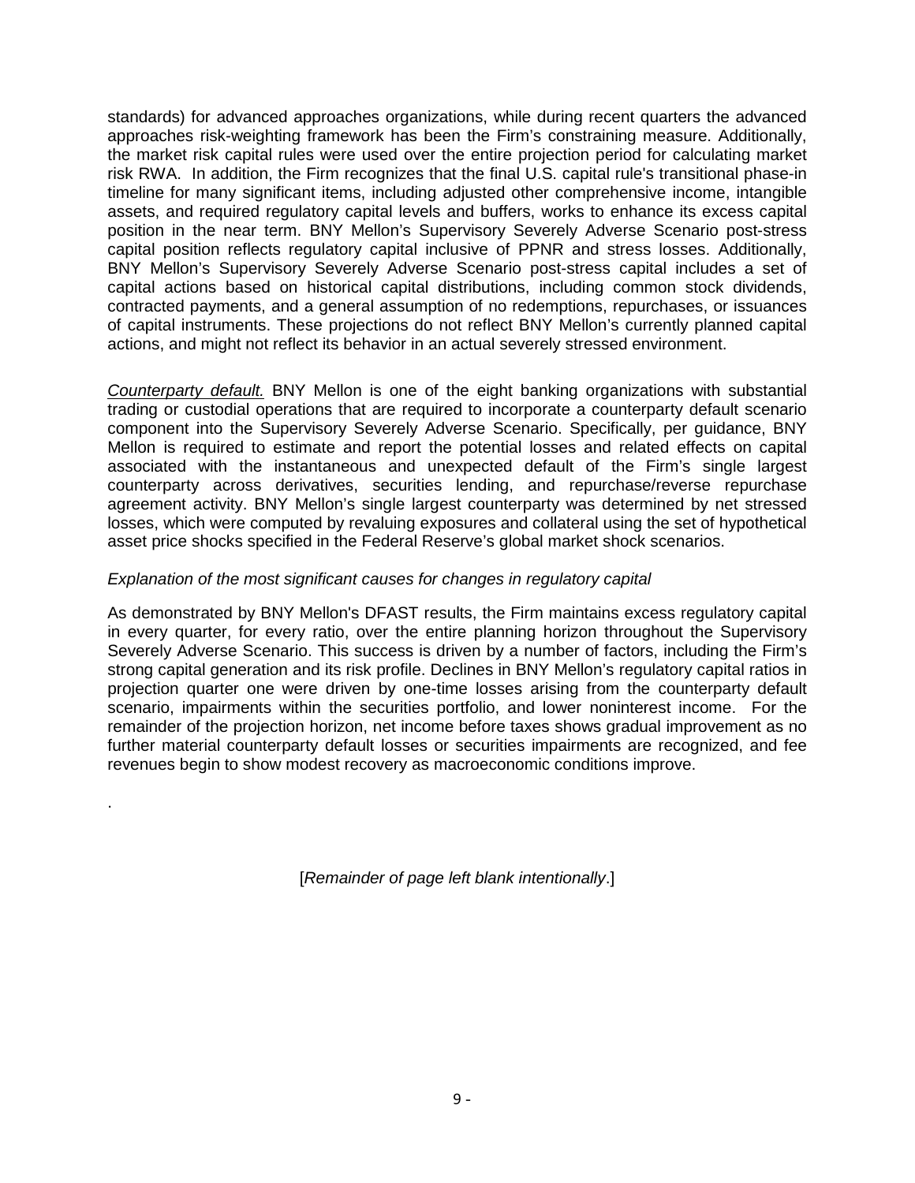standards) for advanced approaches organizations, while during recent quarters the advanced approaches risk-weighting framework has been the Firm's constraining measure. Additionally, the market risk capital rules were used over the entire projection period for calculating market risk RWA. In addition, the Firm recognizes that the final U.S. capital rule's transitional phase-in timeline for many significant items, including adjusted other comprehensive income, intangible assets, and required regulatory capital levels and buffers, works to enhance its excess capital position in the near term. BNY Mellon's Supervisory Severely Adverse Scenario post-stress capital position reflects regulatory capital inclusive of PPNR and stress losses. Additionally, BNY Mellon's Supervisory Severely Adverse Scenario post-stress capital includes a set of capital actions based on historical capital distributions, including common stock dividends, contracted payments, and a general assumption of no redemptions, repurchases, or issuances of capital instruments. These projections do not reflect BNY Mellon's currently planned capital actions, and might not reflect its behavior in an actual severely stressed environment.

*Counterparty default.* BNY Mellon is one of the eight banking organizations with substantial trading or custodial operations that are required to incorporate a counterparty default scenario component into the Supervisory Severely Adverse Scenario. Specifically, per guidance, BNY Mellon is required to estimate and report the potential losses and related effects on capital associated with the instantaneous and unexpected default of the Firm's single largest counterparty across derivatives, securities lending, and repurchase/reverse repurchase agreement activity. BNY Mellon's single largest counterparty was determined by net stressed losses, which were computed by revaluing exposures and collateral using the set of hypothetical asset price shocks specified in the Federal Reserve's global market shock scenarios.

*Explanation of the most significant causes for changes in regulatory capital*

As demonstrated by BNY Mellon's DFAST results, the Firm maintains excess regulatory capital in every quarter, for every ratio, over the entire planning horizon throughout the Supervisory Severely Adverse Scenario. This success is driven by a number of factors, including the Firm's strong capital generation and its risk profile. Declines in BNY Mellon's regulatory capital ratios in projection quarter one were driven by one-time losses arising from the counterparty default scenario, impairments within the securities portfolio, and lower noninterest income. For the remainder of the projection horizon, net income before taxes shows gradual improvement as no further material counterparty default losses or securities impairments are recognized, and fee revenues begin to show modest recovery as macroeconomic conditions improve.

.

[*Remainder of page left blank intentionally*.]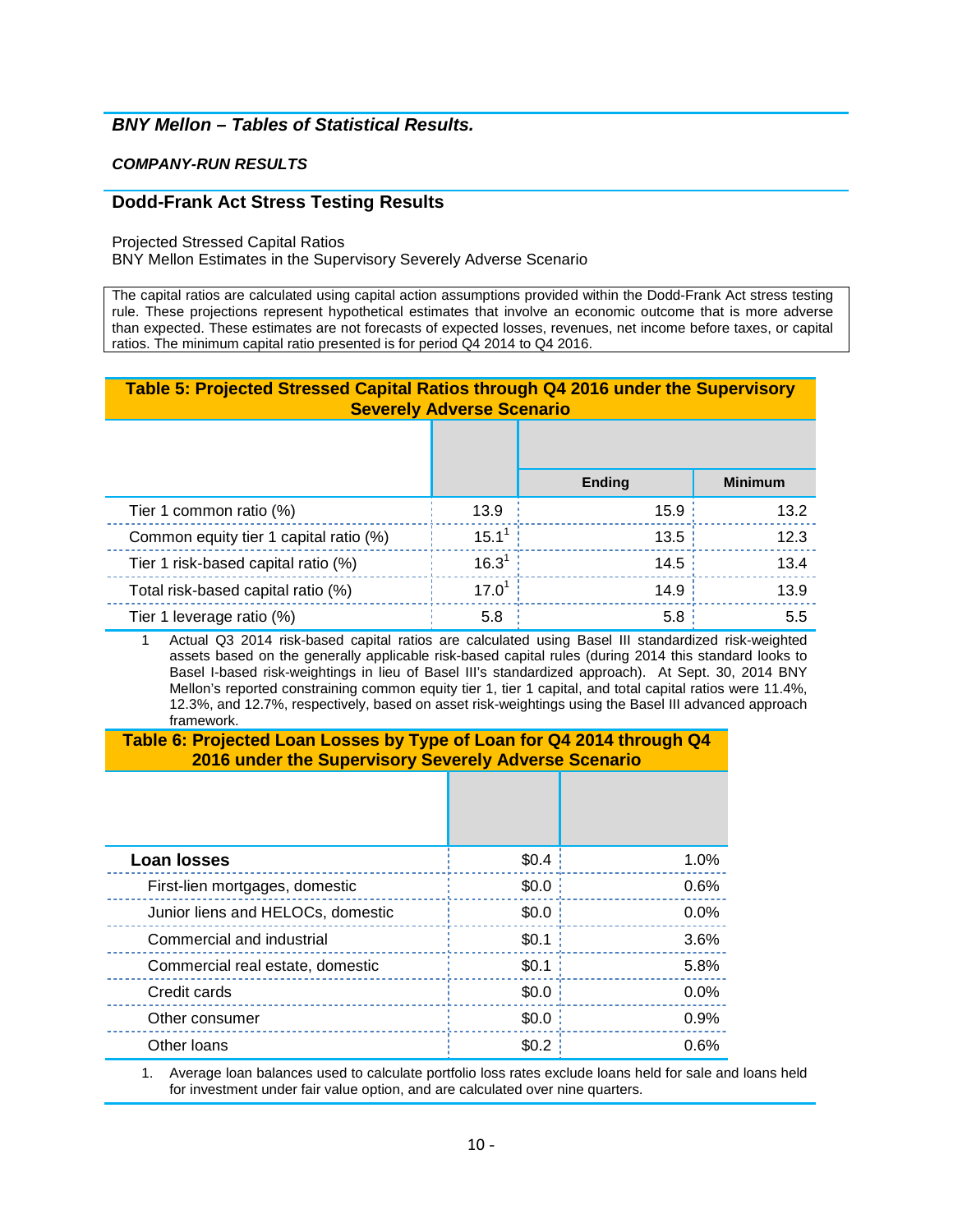## *BNY Mellon – Tables of Statistical Results.*

***COMPANY-RUN RESULTS***

## Dodd-Frank Act Stress Testing Results

Projected Stressed Capital Ratios
BNY Mellon Estimates in the Supervisory Severely Adverse Scenario

The capital ratios are calculated using capital action assumptions provided within the Dodd-Frank Act stress testing rule. These projections represent hypothetical estimates that involve an economic outcome that is more adverse than expected. These estimates are not forecasts of expected losses, revenues, net income before taxes, or capital ratios. The minimum capital ratio presented is for period Q4 2014 to Q4 2016.

**Table 5: Projected Stressed Capital Ratios through Q4 2016 under the Supervisory Severely Adverse Scenario**

| | | | |
|---|---|---|---|
| | | Ending | Minimum |
| Tier 1 common ratio (%) | 13.9 | 15.9 | 13.2 |
| Common equity tier 1 capital ratio (%) | 15.1[1] | 13.5 | 12.3 |
| Tier 1 risk-based capital ratio (%) | 16.3[1] | 14.5 | 13.4 |
| Total risk-based capital ratio (%) | 17.0[1] | 14.9 | 13.9 |
| Tier 1 leverage ratio (%) | 5.8 | 5.8 | 5.5 |

1 Actual Q3 2014 risk-based capital ratios are calculated using Basel III standardized risk-weighted assets based on the generally applicable risk-based capital rules (during 2014 this standard looks to Basel I-based risk-weightings in lieu of Basel III's standardized approach). At Sept. 30, 2014 BNY Mellon's reported constraining common equity tier 1, tier 1 capital, and total capital ratios were 11.4%, 12.3%, and 12.7%, respectively, based on asset risk-weightings using the Basel III advanced approach framework.

**Table 6: Projected Loan Losses by Type of Loan for Q4 2014 through Q4 2016 under the Supervisory Severely Adverse Scenario**

| | | |
|---|---|---|
| **Loan losses** | $0.4 | 1.0% |
| First-lien mortgages, domestic | $0.0 | 0.6% |
| Junior liens and HELOCs, domestic | $0.0 | 0.0% |
| Commercial and industrial | $0.1 | 3.6% |
| Commercial real estate, domestic | $0.1 | 5.8% |
| Credit cards | $0.0 | 0.0% |
| Other consumer | $0.0 | 0.9% |
| Other loans | $0.2 | 0.6% |

1. Average loan balances used to calculate portfolio loss rates exclude loans held for sale and loans held for investment under fair value option, and are calculated over nine quarters.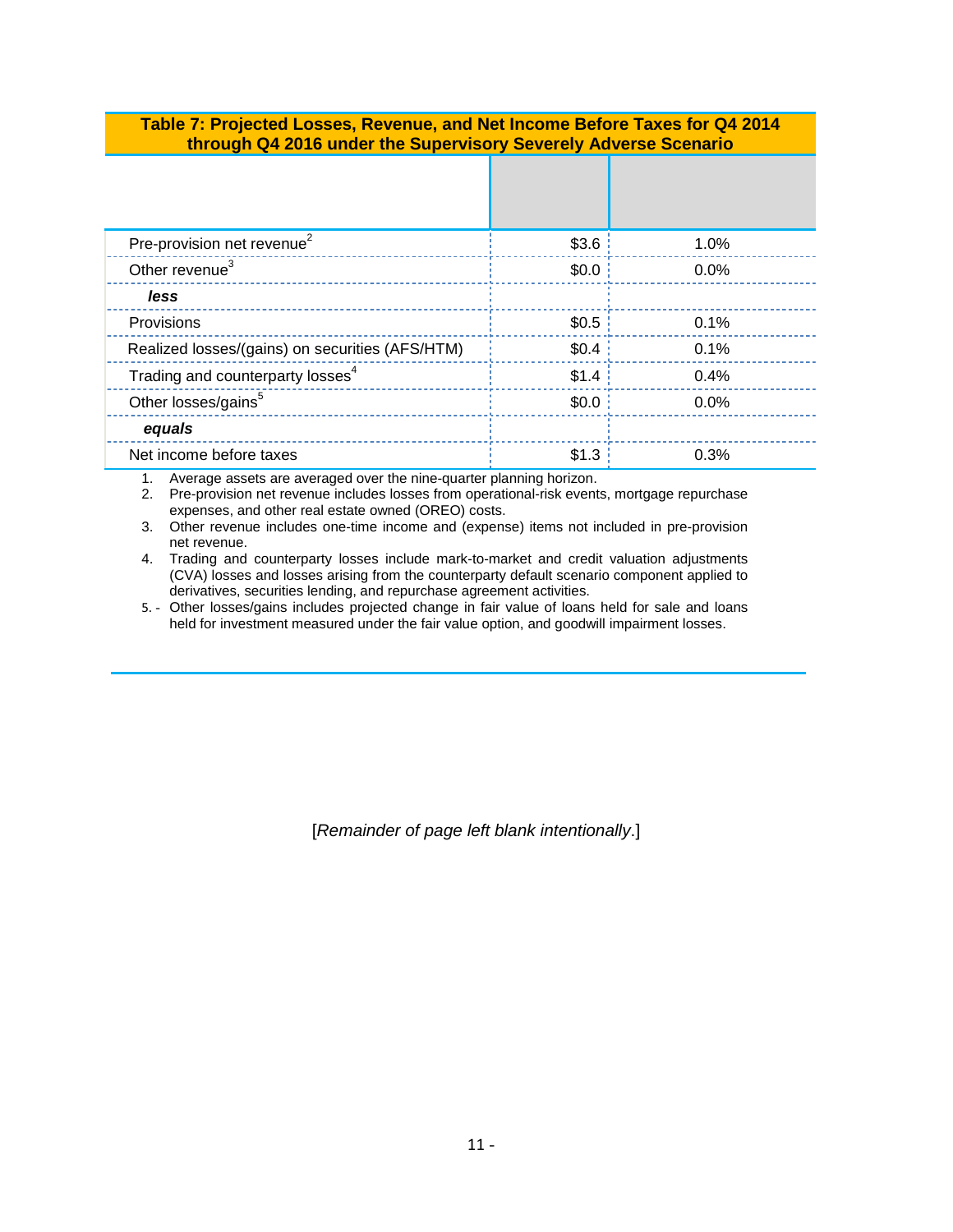**Table 7: Projected Losses, Revenue, and Net Income Before Taxes for Q4 2014 through Q4 2016 under the Supervisory Severely Adverse Scenario**

| | | |
|---|---|---|
| Pre-provision net revenue[2] | $3.6 | 1.0% |
| Other revenue[3] | $0.0 | 0.0% |
| ***less*** | | |
| Provisions | $0.5 | 0.1% |
| Realized losses/(gains) on securities (AFS/HTM) | $0.4 | 0.1% |
| Trading and counterparty losses[4] | $1.4 | 0.4% |
| Other losses/gains[5] | $0.0 | 0.0% |
| ***equals*** | | |
| Net income before taxes | $1.3 | 0.3% |

1. Average assets are averaged over the nine-quarter planning horizon.
2. Pre-provision net revenue includes losses from operational-risk events, mortgage repurchase expenses, and other real estate owned (OREO) costs.
3. Other revenue includes one-time income and (expense) items not included in pre-provision net revenue.
4. Trading and counterparty losses include mark-to-market and credit valuation adjustments (CVA) losses and losses arising from the counterparty default scenario component applied to derivatives, securities lending, and repurchase agreement activities.
5. Other losses/gains includes projected change in fair value of loans held for sale and loans held for investment measured under the fair value option, and goodwill impairment losses.

[*Remainder of page left blank intentionally*.]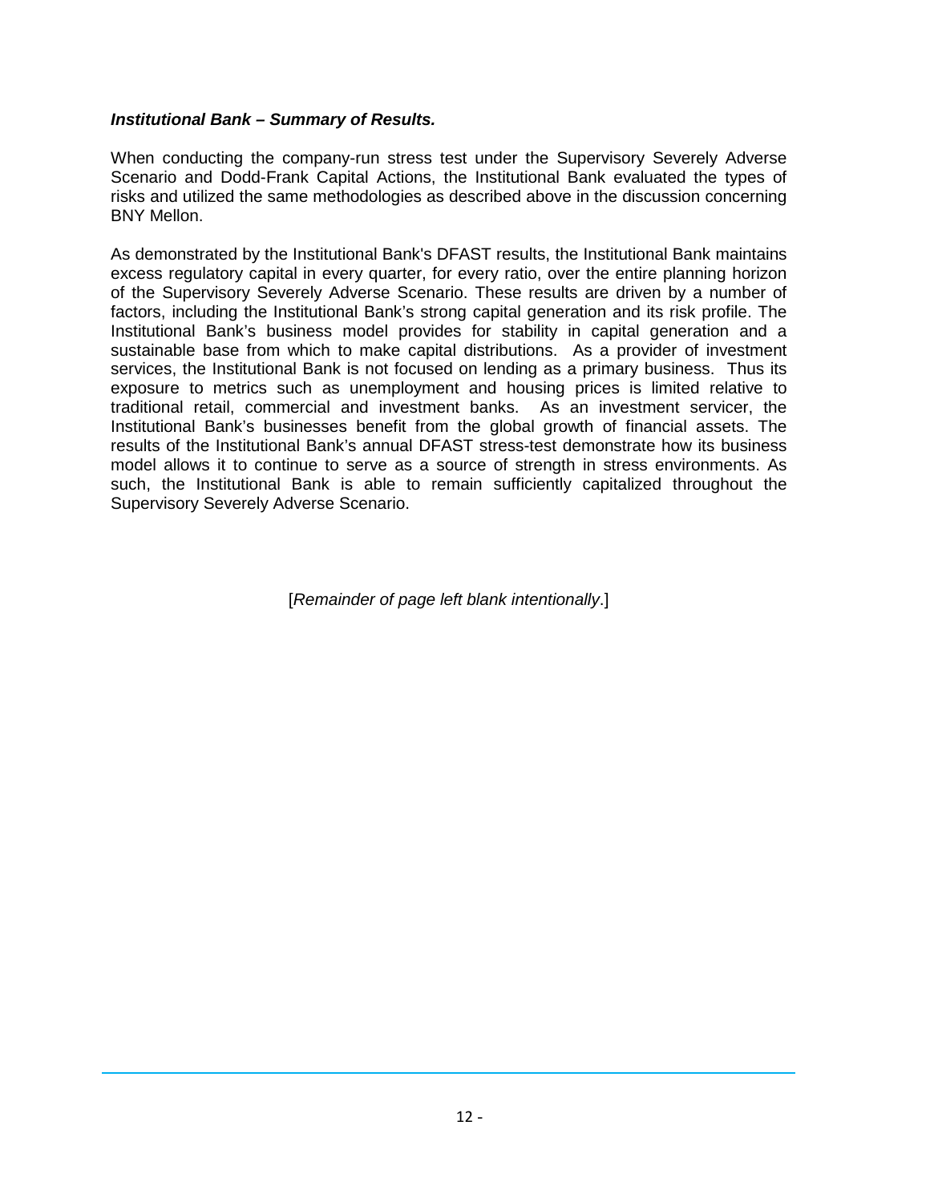***Institutional Bank – Summary of Results.***

When conducting the company-run stress test under the Supervisory Severely Adverse Scenario and Dodd-Frank Capital Actions, the Institutional Bank evaluated the types of risks and utilized the same methodologies as described above in the discussion concerning BNY Mellon.

As demonstrated by the Institutional Bank's DFAST results, the Institutional Bank maintains excess regulatory capital in every quarter, for every ratio, over the entire planning horizon of the Supervisory Severely Adverse Scenario. These results are driven by a number of factors, including the Institutional Bank's strong capital generation and its risk profile. The Institutional Bank's business model provides for stability in capital generation and a sustainable base from which to make capital distributions. As a provider of investment services, the Institutional Bank is not focused on lending as a primary business. Thus its exposure to metrics such as unemployment and housing prices is limited relative to traditional retail, commercial and investment banks. As an investment servicer, the Institutional Bank's businesses benefit from the global growth of financial assets. The results of the Institutional Bank's annual DFAST stress-test demonstrate how its business model allows it to continue to serve as a source of strength in stress environments. As such, the Institutional Bank is able to remain sufficiently capitalized throughout the Supervisory Severely Adverse Scenario.

[*Remainder of page left blank intentionally*.]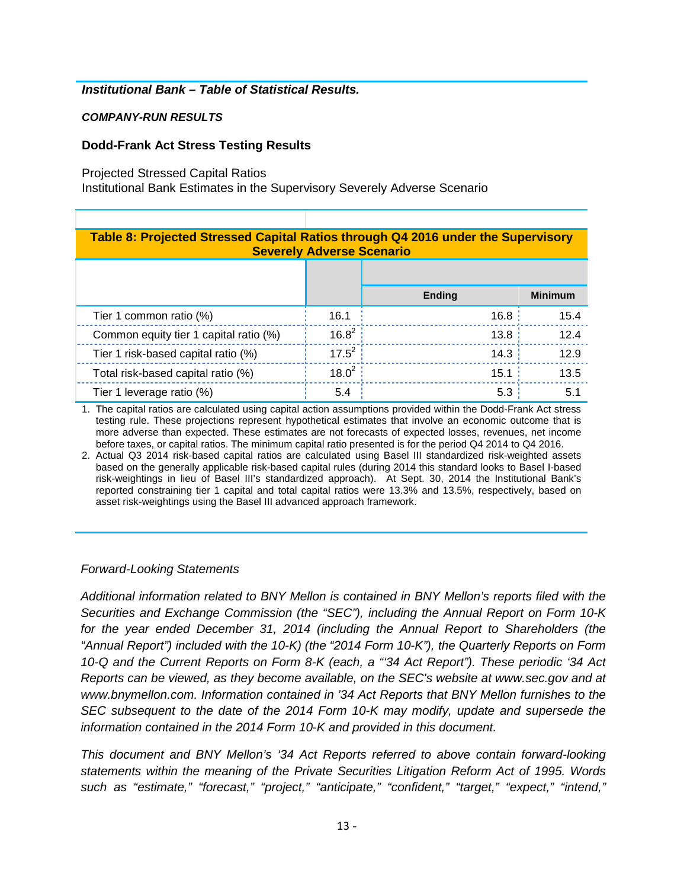***Institutional Bank – Table of Statistical Results.***

***COMPANY-RUN RESULTS***

**Dodd-Frank Act Stress Testing Results**

Projected Stressed Capital Ratios
Institutional Bank Estimates in the Supervisory Severely Adverse Scenario

**Table 8: Projected Stressed Capital Ratios through Q4 2016 under the Supervisory Severely Adverse Scenario**

| | | | |
|---|---|---|---|
| | | **Ending** | **Minimum** |
| Tier 1 common ratio (%) | 16.1 | 16.8 | 15.4 |
| Common equity tier 1 capital ratio (%) | 16.8[2] | 13.8 | 12.4 |
| Tier 1 risk-based capital ratio (%) | 17.5[2] | 14.3 | 12.9 |
| Total risk-based capital ratio (%) | 18.0[2] | 15.1 | 13.5 |
| Tier 1 leverage ratio (%) | 5.4 | 5.3 | 5.1 |

1. The capital ratios are calculated using capital action assumptions provided within the Dodd-Frank Act stress testing rule. These projections represent hypothetical estimates that involve an economic outcome that is more adverse than expected. These estimates are not forecasts of expected losses, revenues, net income before taxes, or capital ratios. The minimum capital ratio presented is for the period Q4 2014 to Q4 2016.
2. Actual Q3 2014 risk-based capital ratios are calculated using Basel III standardized risk-weighted assets based on the generally applicable risk-based capital rules (during 2014 this standard looks to Basel I-based risk-weightings in lieu of Basel III's standardized approach). At Sept. 30, 2014 the Institutional Bank's reported constraining tier 1 capital and total capital ratios were 13.3% and 13.5%, respectively, based on asset risk-weightings using the Basel III advanced approach framework.

*Forward-Looking Statements*

*Additional information related to BNY Mellon is contained in BNY Mellon's reports filed with the Securities and Exchange Commission (the "SEC"), including the Annual Report on Form 10-K for the year ended December 31, 2014 (including the Annual Report to Shareholders (the "Annual Report") included with the 10-K) (the "2014 Form 10-K"), the Quarterly Reports on Form 10-Q and the Current Reports on Form 8-K (each, a "'34 Act Report"). These periodic '34 Act Reports can be viewed, as they become available, on the SEC's website at www.sec.gov and at www.bnymellon.com. Information contained in '34 Act Reports that BNY Mellon furnishes to the SEC subsequent to the date of the 2014 Form 10-K may modify, update and supersede the information contained in the 2014 Form 10-K and provided in this document.*

*This document and BNY Mellon's '34 Act Reports referred to above contain forward-looking statements within the meaning of the Private Securities Litigation Reform Act of 1995. Words such as "estimate," "forecast," "project," "anticipate," "confident," "target," "expect," "intend,"*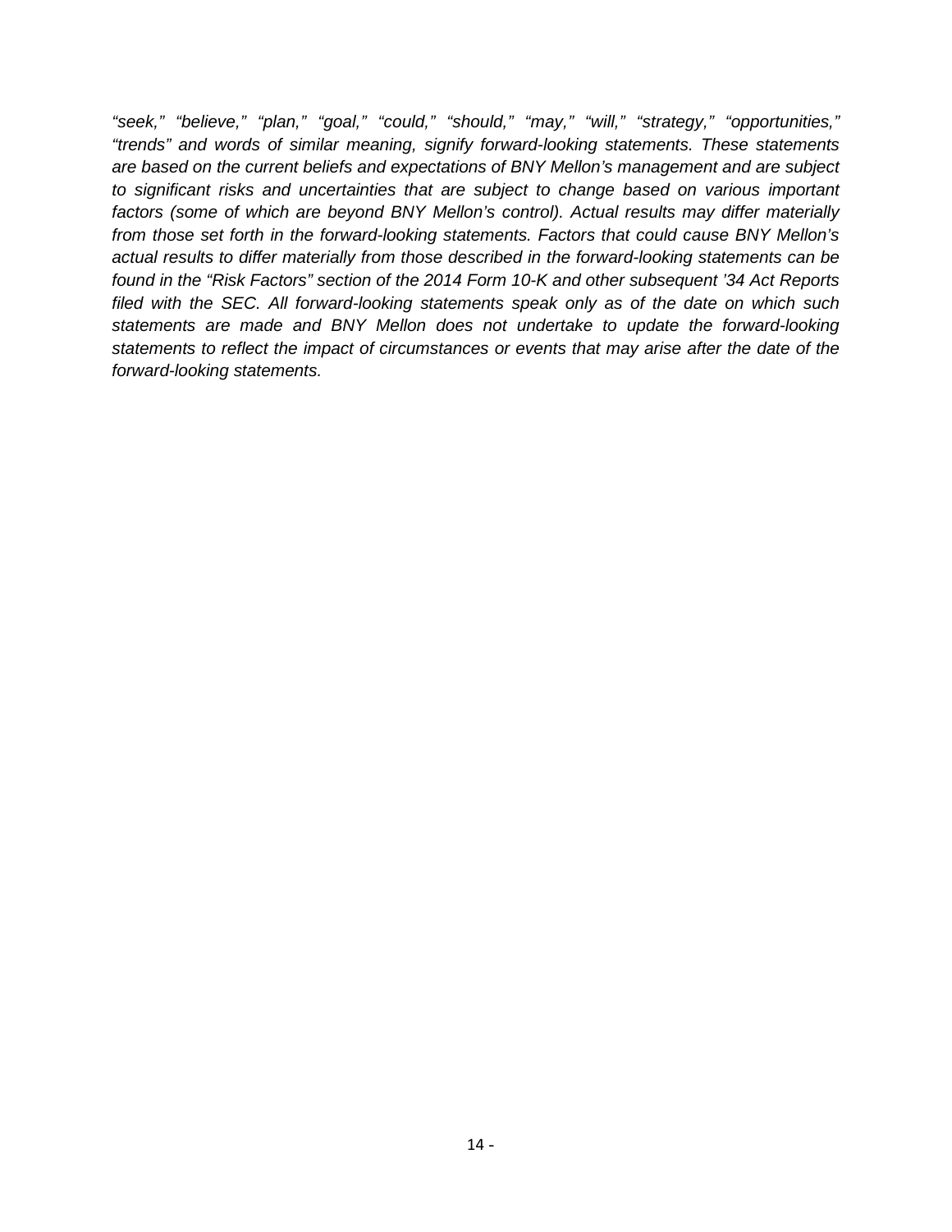*“seek,” “believe,” “plan,” “goal,” “could,” “should,” “may,” “will,” “strategy,” “opportunities,” “trends” and words of similar meaning, signify forward-looking statements. These statements are based on the current beliefs and expectations of BNY Mellon’s management and are subject to significant risks and uncertainties that are subject to change based on various important factors (some of which are beyond BNY Mellon’s control). Actual results may differ materially from those set forth in the forward-looking statements. Factors that could cause BNY Mellon’s actual results to differ materially from those described in the forward-looking statements can be found in the “Risk Factors” section of the 2014 Form 10-K and other subsequent ’34 Act Reports filed with the SEC. All forward-looking statements speak only as of the date on which such statements are made and BNY Mellon does not undertake to update the forward-looking statements to reflect the impact of circumstances or events that may arise after the date of the forward-looking statements.*